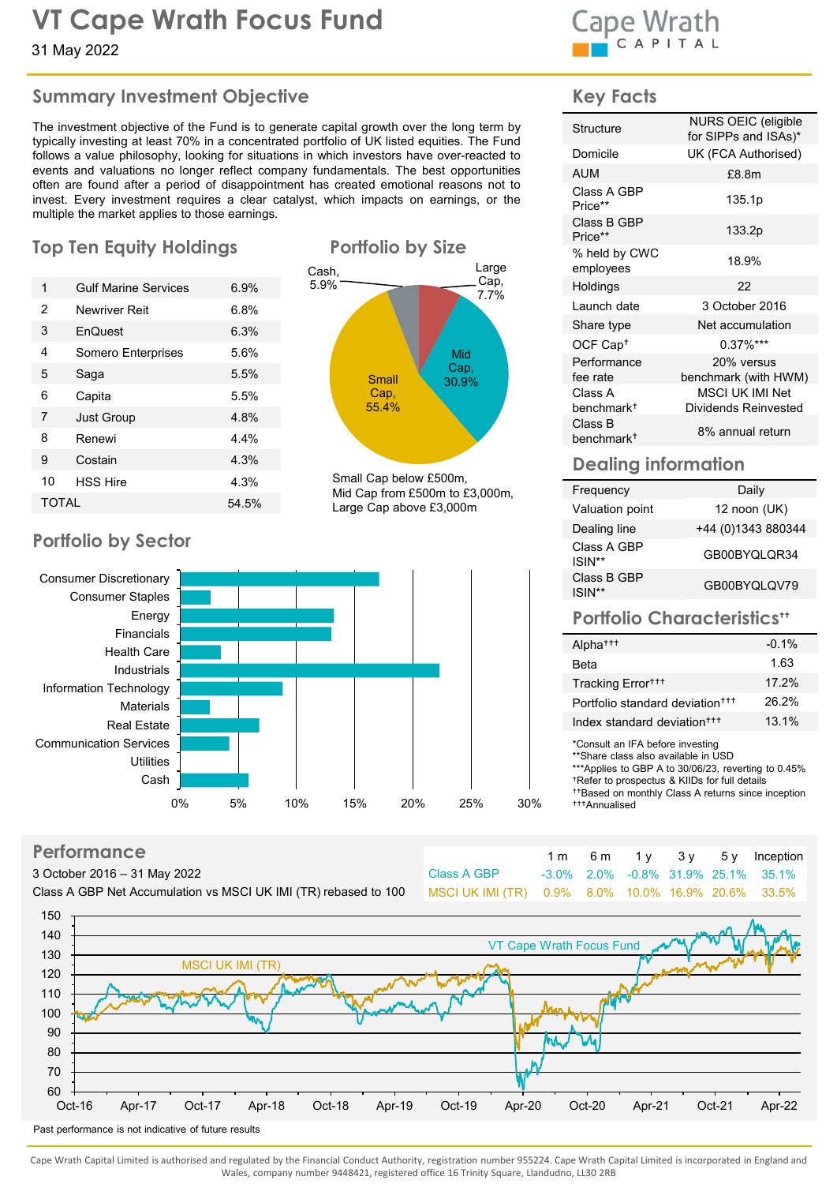# VT Cape Wrath Focus Fund

31 May 2022

Cape Wrath CAPITAL

## Summary Investment Objective

The investment objective of the Fund is to generate capital growth over the long term by typically investing at least 70% in a concentrated portfolio of UK listed equities. The Fund follows a value philosophy, looking for situations in which investors have over-reacted to events and valuations no longer reflect company fundamentals. The best opportunities often are found after a period of disappointment has created emotional reasons not to invest. Every investment requires a clear catalyst, which impacts on earnings, or the multiple the market applies to those earnings.

## Top Ten Equity Holdings

| | | |
|---|---|---|
| 1 | Gulf Marine Services | 6.9% |
| 2 | Newriver Reit | 6.8% |
| 3 | EnQuest | 6.3% |
| 4 | Somero Enterprises | 5.6% |
| 5 | Saga | 5.5% |
| 6 | Capita | 5.5% |
| 7 | Just Group | 4.8% |
| 8 | Renewi | 4.4% |
| 9 | Costain | 4.3% |
| 10 | HSS Hire | 4.3% |
| TOTAL | | 54.5% |

## Portfolio by Size

Cash, 5.9%; Large Cap, 7.7%; Mid Cap, 30.9%; Small Cap, 55.4%

Small Cap below £500m,
Mid Cap from £500m to £3,000m,
Large Cap above £3,000m

## Portfolio by Sector

Consumer Discretionary, Consumer Staples, Energy, Financials, Health Care, Industrials, Information Technology, Materials, Real Estate, Communication Services, Utilities, Cash

0% 5% 10% 15% 20% 25% 30%

## Key Facts

| | |
|---|---|
| Structure | NURS OEIC (eligible for SIPPs and ISAs)* |
| Domicile | UK (FCA Authorised) |
| AUM | £8.8m |
| Class A GBP Price** | 135.1p |
| Class B GBP Price** | 133.2p |
| % held by CWC employees | 18.9% |
| Holdings | 22 |
| Launch date | 3 October 2016 |
| Share type | Net accumulation |
| OCF Cap† | 0.37%*** |
| Performance fee rate | 20% versus benchmark (with HWM) |
| Class A benchmark† | MSCI UK IMI Net Dividends Reinvested |
| Class B benchmark† | 8% annual return |

## Dealing information

| | |
|---|---|
| Frequency | Daily |
| Valuation point | 12 noon (UK) |
| Dealing line | +44 (0)1343 880344 |
| Class A GBP ISIN** | GB00BYQLQR34 |
| Class B GBP ISIN** | GB00BYQLQV79 |

## Portfolio Characteristics††

| | |
|---|---|
| Alpha††† | -0.1% |
| Beta | 1.63 |
| Tracking Error††† | 17.2% |
| Portfolio standard deviation††† | 26.2% |
| Index standard deviation††† | 13.1% |

*Consult an IFA before investing
**Share class also available in USD
***Applies to GBP A to 30/06/23, reverting to 0.45%
†Refer to prospectus & KIIDs for full details
††Based on monthly Class A returns since inception
†††Annualised

## Performance

3 October 2016 – 31 May 2022
Class A GBP Net Accumulation vs MSCI UK IMI (TR) rebased to 100

| | 1 m | 6 m | 1 y | 3 y | 5 y | Inception |
|---|---|---|---|---|---|---|
| Class A GBP | -3.0% | 2.0% | -0.8% | 31.9% | 25.1% | 35.1% |
| MSCI UK IMI (TR) | 0.9% | 8.0% | 10.0% | 16.9% | 20.6% | 33.5% |

Past performance is not indicative of future results

Cape Wrath Capital Limited is authorised and regulated by the Financial Conduct Authority, registration number 955224. Cape Wrath Capital Limited is incorporated in England and Wales, company number 9448421, registered office 16 Trinity Square, Llandudno, LL30 2RB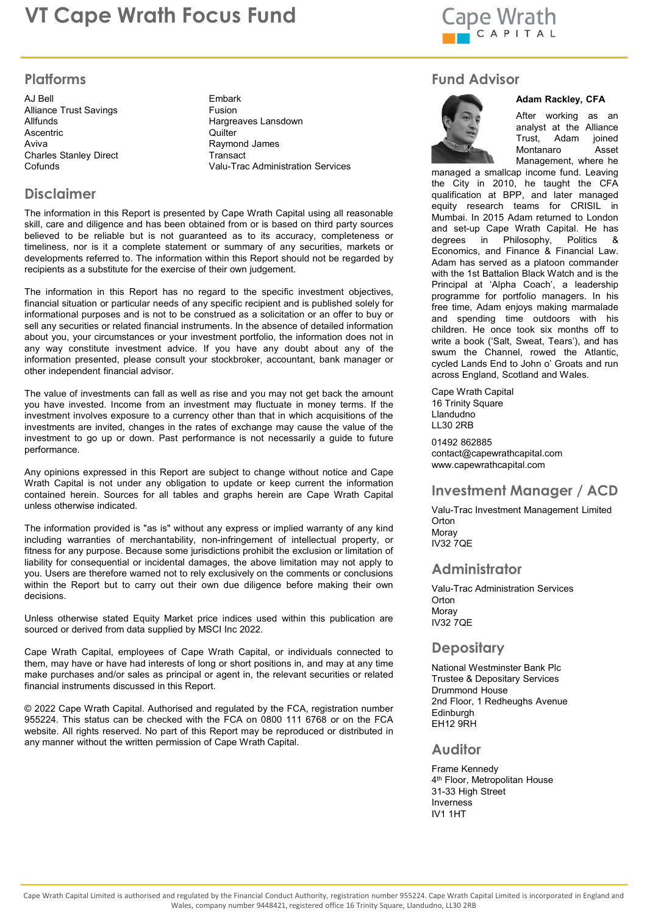# VT Cape Wrath Focus Fund

## Platforms

AJ Bell
Alliance Trust Savings
Allfunds
Ascentric
Aviva
Charles Stanley Direct
Cofunds
Embark
Fusion
Hargreaves Lansdown
Quilter
Raymond James
Transact
Valu-Trac Administration Services

## Disclaimer

The information in this Report is presented by Cape Wrath Capital using all reasonable skill, care and diligence and has been obtained from or is based on third party sources believed to be reliable but is not guaranteed as to its accuracy, completeness or timeliness, nor is it a complete statement or summary of any securities, markets or developments referred to. The information within this Report should not be regarded by recipients as a substitute for the exercise of their own judgement.

The information in this Report has no regard to the specific investment objectives, financial situation or particular needs of any specific recipient and is published solely for informational purposes and is not to be construed as a solicitation or an offer to buy or sell any securities or related financial instruments. In the absence of detailed information about you, your circumstances or your investment portfolio, the information does not in any way constitute investment advice. If you have any doubt about any of the information presented, please consult your stockbroker, accountant, bank manager or other independent financial advisor.

The value of investments can fall as well as rise and you may not get back the amount you have invested. Income from an investment may fluctuate in money terms. If the investment involves exposure to a currency other than that in which acquisitions of the investments are invited, changes in the rates of exchange may cause the value of the investment to go up or down. Past performance is not necessarily a guide to future performance.

Any opinions expressed in this Report are subject to change without notice and Cape Wrath Capital is not under any obligation to update or keep current the information contained herein. Sources for all tables and graphs herein are Cape Wrath Capital unless otherwise indicated.

The information provided is "as is" without any express or implied warranty of any kind including warranties of merchantability, non-infringement of intellectual property, or fitness for any purpose. Because some jurisdictions prohibit the exclusion or limitation of liability for consequential or incidental damages, the above limitation may not apply to you. Users are therefore warned not to rely exclusively on the comments or conclusions within the Report but to carry out their own due diligence before making their own decisions.

Unless otherwise stated Equity Market price indices used within this publication are sourced or derived from data supplied by MSCI Inc 2022.

Cape Wrath Capital, employees of Cape Wrath Capital, or individuals connected to them, may have or have had interests of long or short positions in, and may at any time make purchases and/or sales as principal or agent in, the relevant securities or related financial instruments discussed in this Report.

© 2022 Cape Wrath Capital. Authorised and regulated by the FCA, registration number 955224. This status can be checked with the FCA on 0800 111 6768 or on the FCA website. All rights reserved. No part of this Report may be reproduced or distributed in any manner without the written permission of Cape Wrath Capital.

## Fund Advisor

**Adam Rackley, CFA**

After working as an analyst at the Alliance Trust, Adam joined Montanaro Asset Management, where he managed a smallcap income fund. Leaving the City in 2010, he taught the CFA qualification at BPP, and later managed equity research teams for CRISIL in Mumbai. In 2015 Adam returned to London and set-up Cape Wrath Capital. He has degrees in Philosophy, Politics & Economics, and Finance & Financial Law. Adam has served as a platoon commander with the 1st Battalion Black Watch and is the Principal at 'Alpha Coach', a leadership programme for portfolio managers. In his free time, Adam enjoys making marmalade and spending time outdoors with his children. He once took six months off to write a book ('Salt, Sweat, Tears'), and has swum the Channel, rowed the Atlantic, cycled Lands End to John o' Groats and run across England, Scotland and Wales.

Cape Wrath Capital
16 Trinity Square
Llandudno
LL30 2RB

01492 862885
contact@capewrathcapital.com
www.capewrathcapital.com

## Investment Manager / ACD

Valu-Trac Investment Management Limited
Orton
Moray
IV32 7QE

## Administrator

Valu-Trac Administration Services
Orton
Moray
IV32 7QE

## Depositary

National Westminster Bank Plc
Trustee & Depositary Services
Drummond House
2nd Floor, 1 Redheughs Avenue
Edinburgh
EH12 9RH

## Auditor

Frame Kennedy
4th Floor, Metropolitan House
31-33 High Street
Inverness
IV1 1HT

Cape Wrath Capital Limited is authorised and regulated by the Financial Conduct Authority, registration number 955224. Cape Wrath Capital Limited is incorporated in England and Wales, company number 9448421, registered office 16 Trinity Square, Llandudno, LL30 2RB